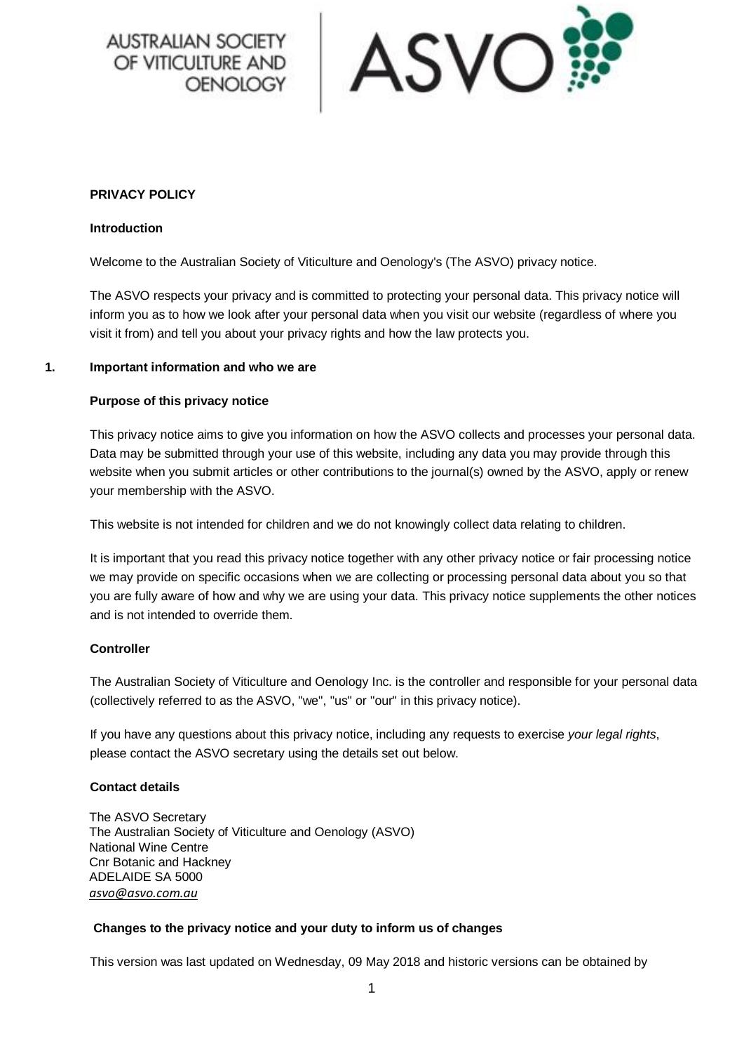AUSTRALIAN SOCIETY OF VITICULTURE AND OENOLOGY | ASVO

**PRIVACY POLICY**

**Introduction**

Welcome to the Australian Society of Viticulture and Oenology's (The ASVO) privacy notice.

The ASVO respects your privacy and is committed to protecting your personal data. This privacy notice will inform you as to how we look after your personal data when you visit our website (regardless of where you visit it from) and tell you about your privacy rights and how the law protects you.

## 1. Important information and who we are

**Purpose of this privacy notice**

This privacy notice aims to give you information on how the ASVO collects and processes your personal data. Data may be submitted through your use of this website, including any data you may provide through this website when you submit articles or other contributions to the journal(s) owned by the ASVO, apply or renew your membership with the ASVO.

This website is not intended for children and we do not knowingly collect data relating to children.

It is important that you read this privacy notice together with any other privacy notice or fair processing notice we may provide on specific occasions when we are collecting or processing personal data about you so that you are fully aware of how and why we are using your data. This privacy notice supplements the other notices and is not intended to override them.

**Controller**

The Australian Society of Viticulture and Oenology Inc. is the controller and responsible for your personal data (collectively referred to as the ASVO, "we", "us" or "our" in this privacy notice).

If you have any questions about this privacy notice, including any requests to exercise *your legal rights*, please contact the ASVO secretary using the details set out below.

**Contact details**

The ASVO Secretary
The Australian Society of Viticulture and Oenology (ASVO)
National Wine Centre
Cnr Botanic and Hackney
ADELAIDE SA 5000
*asvo@asvo.com.au*

**Changes to the privacy notice and your duty to inform us of changes**

This version was last updated on Wednesday, 09 May 2018 and historic versions can be obtained by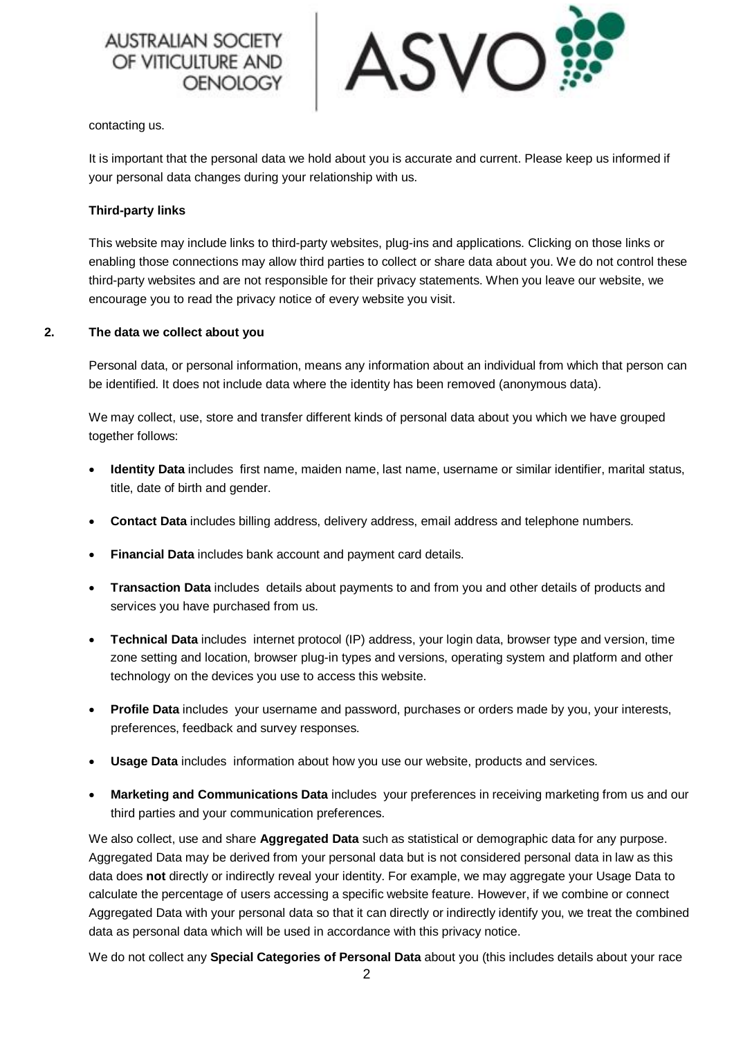contacting us.

It is important that the personal data we hold about you is accurate and current. Please keep us informed if your personal data changes during your relationship with us.

**Third-party links**

This website may include links to third-party websites, plug-ins and applications. Clicking on those links or enabling those connections may allow third parties to collect or share data about you. We do not control these third-party websites and are not responsible for their privacy statements. When you leave our website, we encourage you to read the privacy notice of every website you visit.

## 2. The data we collect about you

Personal data, or personal information, means any information about an individual from which that person can be identified. It does not include data where the identity has been removed (anonymous data).

We may collect, use, store and transfer different kinds of personal data about you which we have grouped together follows:

- **Identity Data** includes first name, maiden name, last name, username or similar identifier, marital status, title, date of birth and gender.
- **Contact Data** includes billing address, delivery address, email address and telephone numbers.
- **Financial Data** includes bank account and payment card details.
- **Transaction Data** includes details about payments to and from you and other details of products and services you have purchased from us.
- **Technical Data** includes internet protocol (IP) address, your login data, browser type and version, time zone setting and location, browser plug-in types and versions, operating system and platform and other technology on the devices you use to access this website.
- **Profile Data** includes your username and password, purchases or orders made by you, your interests, preferences, feedback and survey responses.
- **Usage Data** includes information about how you use our website, products and services.
- **Marketing and Communications Data** includes your preferences in receiving marketing from us and our third parties and your communication preferences.

We also collect, use and share **Aggregated Data** such as statistical or demographic data for any purpose. Aggregated Data may be derived from your personal data but is not considered personal data in law as this data does **not** directly or indirectly reveal your identity. For example, we may aggregate your Usage Data to calculate the percentage of users accessing a specific website feature. However, if we combine or connect Aggregated Data with your personal data so that it can directly or indirectly identify you, we treat the combined data as personal data which will be used in accordance with this privacy notice.

We do not collect any **Special Categories of Personal Data** about you (this includes details about your race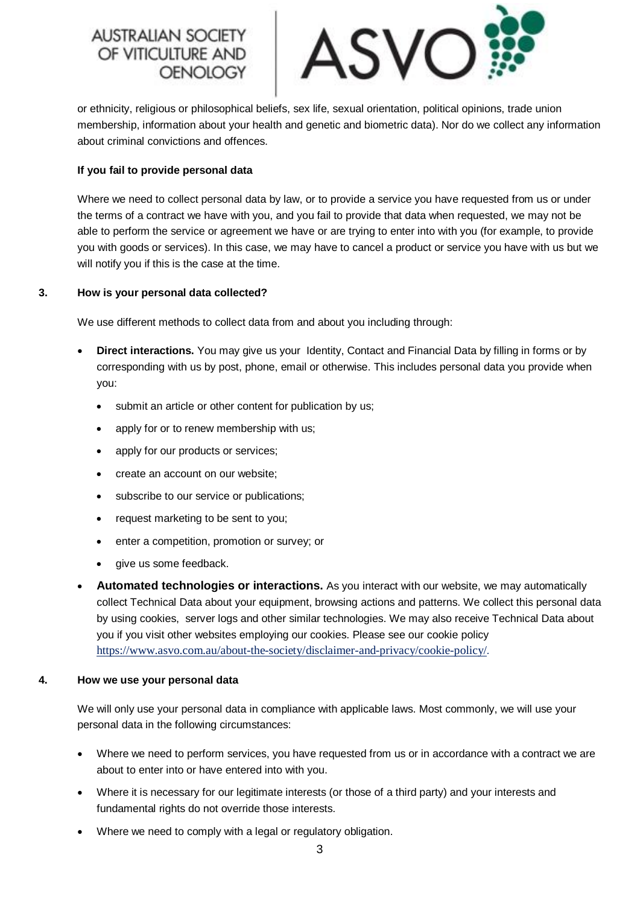or ethnicity, religious or philosophical beliefs, sex life, sexual orientation, political opinions, trade union membership, information about your health and genetic and biometric data). Nor do we collect any information about criminal convictions and offences.

**If you fail to provide personal data**

Where we need to collect personal data by law, or to provide a service you have requested from us or under the terms of a contract we have with you, and you fail to provide that data when requested, we may not be able to perform the service or agreement we have or are trying to enter into with you (for example, to provide you with goods or services). In this case, we may have to cancel a product or service you have with us but we will notify you if this is the case at the time.

## 3. How is your personal data collected?

We use different methods to collect data from and about you including through:

- **Direct interactions.** You may give us your Identity, Contact and Financial Data by filling in forms or by corresponding with us by post, phone, email or otherwise. This includes personal data you provide when you:
  - submit an article or other content for publication by us;
  - apply for or to renew membership with us;
  - apply for our products or services;
  - create an account on our website;
  - subscribe to our service or publications;
  - request marketing to be sent to you;
  - enter a competition, promotion or survey; or
  - give us some feedback.
- **Automated technologies or interactions.** As you interact with our website, we may automatically collect Technical Data about your equipment, browsing actions and patterns. We collect this personal data by using cookies, server logs and other similar technologies. We may also receive Technical Data about you if you visit other websites employing our cookies. Please see our cookie policy https://www.asvo.com.au/about-the-society/disclaimer-and-privacy/cookie-policy/.

## 4. How we use your personal data

We will only use your personal data in compliance with applicable laws. Most commonly, we will use your personal data in the following circumstances:

- Where we need to perform services, you have requested from us or in accordance with a contract we are about to enter into or have entered into with you.
- Where it is necessary for our legitimate interests (or those of a third party) and your interests and fundamental rights do not override those interests.
- Where we need to comply with a legal or regulatory obligation.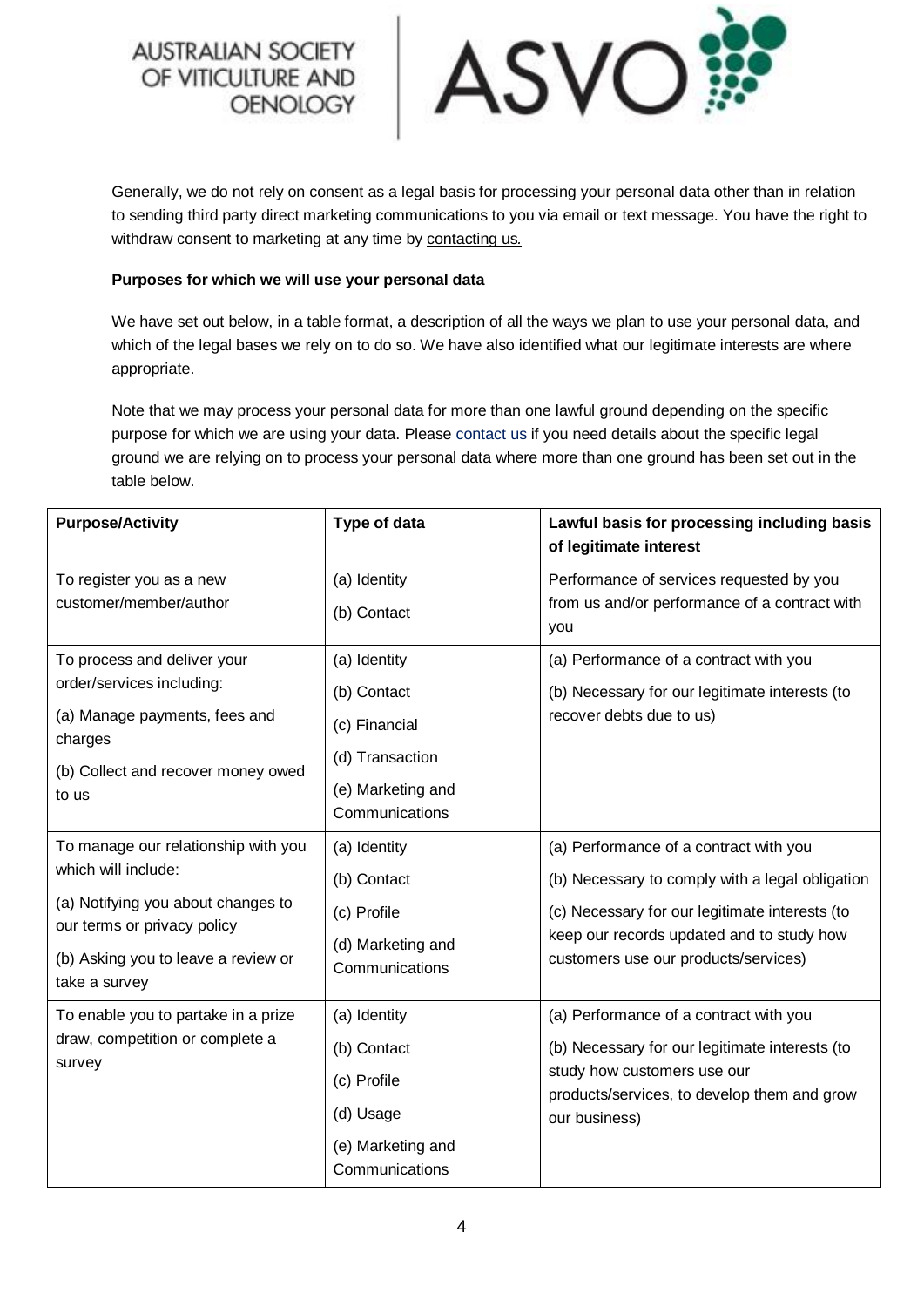Generally, we do not rely on consent as a legal basis for processing your personal data other than in relation to sending third party direct marketing communications to you via email or text message. You have the right to withdraw consent to marketing at any time by contacting us.

**Purposes for which we will use your personal data**

We have set out below, in a table format, a description of all the ways we plan to use your personal data, and which of the legal bases we rely on to do so. We have also identified what our legitimate interests are where appropriate.

Note that we may process your personal data for more than one lawful ground depending on the specific purpose for which we are using your data. Please contact us if you need details about the specific legal ground we are relying on to process your personal data where more than one ground has been set out in the table below.

| Purpose/Activity | Type of data | Lawful basis for processing including basis of legitimate interest |
|---|---|---|
| To register you as a new customer/member/author | (a) Identity<br>(b) Contact | Performance of services requested by you from us and/or performance of a contract with you |
| To process and deliver your order/services including:<br>(a) Manage payments, fees and charges<br>(b) Collect and recover money owed to us | (a) Identity<br>(b) Contact<br>(c) Financial<br>(d) Transaction<br>(e) Marketing and Communications | (a) Performance of a contract with you<br>(b) Necessary for our legitimate interests (to recover debts due to us) |
| To manage our relationship with you which will include:<br>(a) Notifying you about changes to our terms or privacy policy<br>(b) Asking you to leave a review or take a survey | (a) Identity<br>(b) Contact<br>(c) Profile<br>(d) Marketing and Communications | (a) Performance of a contract with you<br>(b) Necessary to comply with a legal obligation<br>(c) Necessary for our legitimate interests (to keep our records updated and to study how customers use our products/services) |
| To enable you to partake in a prize draw, competition or complete a survey | (a) Identity<br>(b) Contact<br>(c) Profile<br>(d) Usage<br>(e) Marketing and Communications | (a) Performance of a contract with you<br>(b) Necessary for our legitimate interests (to study how customers use our products/services, to develop them and grow our business) |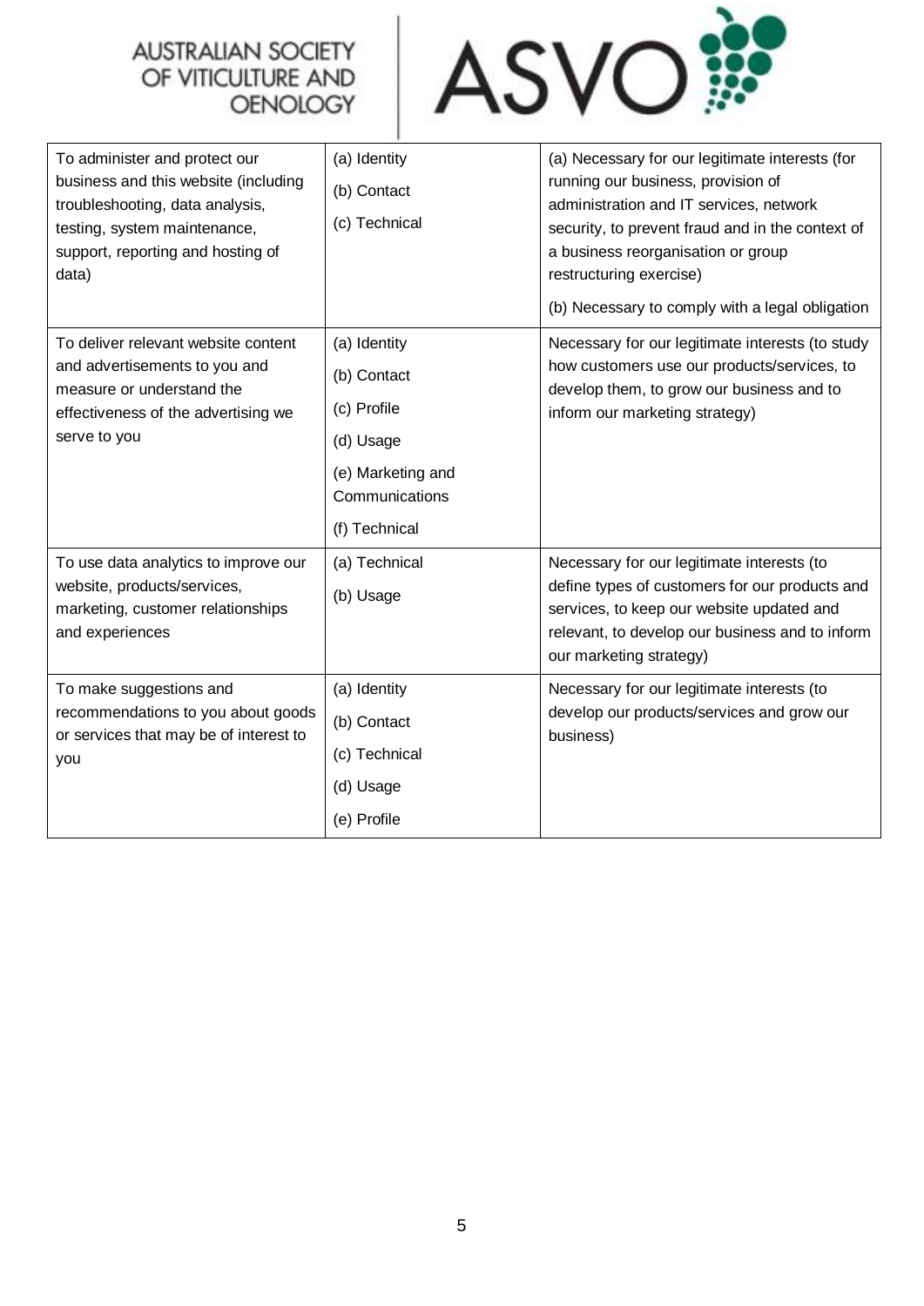| | | |
|---|---|---|
| To administer and protect our business and this website (including troubleshooting, data analysis, testing, system maintenance, support, reporting and hosting of data) | (a) Identity<br>(b) Contact<br>(c) Technical | (a) Necessary for our legitimate interests (for running our business, provision of administration and IT services, network security, to prevent fraud and in the context of a business reorganisation or group restructuring exercise)<br>(b) Necessary to comply with a legal obligation |
| To deliver relevant website content and advertisements to you and measure or understand the effectiveness of the advertising we serve to you | (a) Identity<br>(b) Contact<br>(c) Profile<br>(d) Usage<br>(e) Marketing and Communications<br>(f) Technical | Necessary for our legitimate interests (to study how customers use our products/services, to develop them, to grow our business and to inform our marketing strategy) |
| To use data analytics to improve our website, products/services, marketing, customer relationships and experiences | (a) Technical<br>(b) Usage | Necessary for our legitimate interests (to define types of customers for our products and services, to keep our website updated and relevant, to develop our business and to inform our marketing strategy) |
| To make suggestions and recommendations to you about goods or services that may be of interest to you | (a) Identity<br>(b) Contact<br>(c) Technical<br>(d) Usage<br>(e) Profile | Necessary for our legitimate interests (to develop our products/services and grow our business) |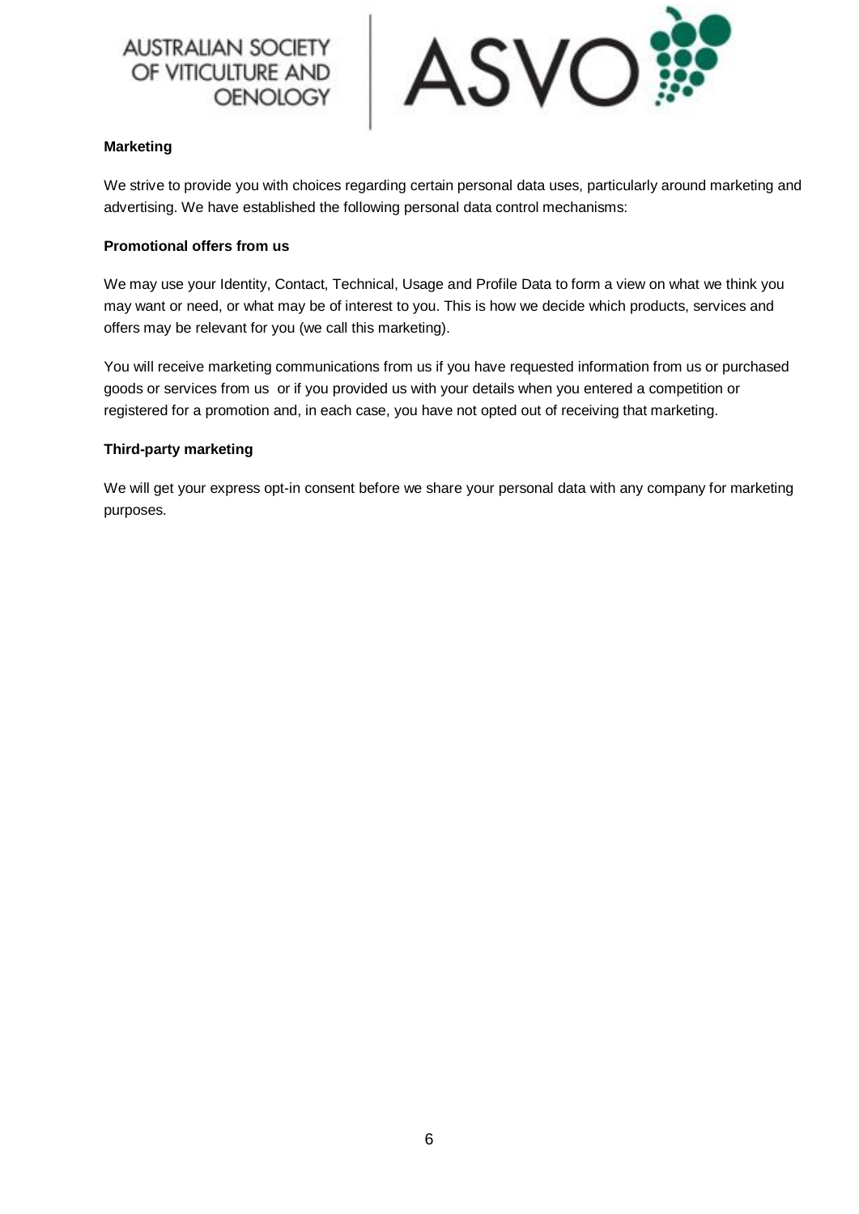**Marketing**

We strive to provide you with choices regarding certain personal data uses, particularly around marketing and advertising. We have established the following personal data control mechanisms:

**Promotional offers from us**

We may use your Identity, Contact, Technical, Usage and Profile Data to form a view on what we think you may want or need, or what may be of interest to you. This is how we decide which products, services and offers may be relevant for you (we call this marketing).

You will receive marketing communications from us if you have requested information from us or purchased goods or services from us or if you provided us with your details when you entered a competition or registered for a promotion and, in each case, you have not opted out of receiving that marketing.

**Third-party marketing**

We will get your express opt-in consent before we share your personal data with any company for marketing purposes.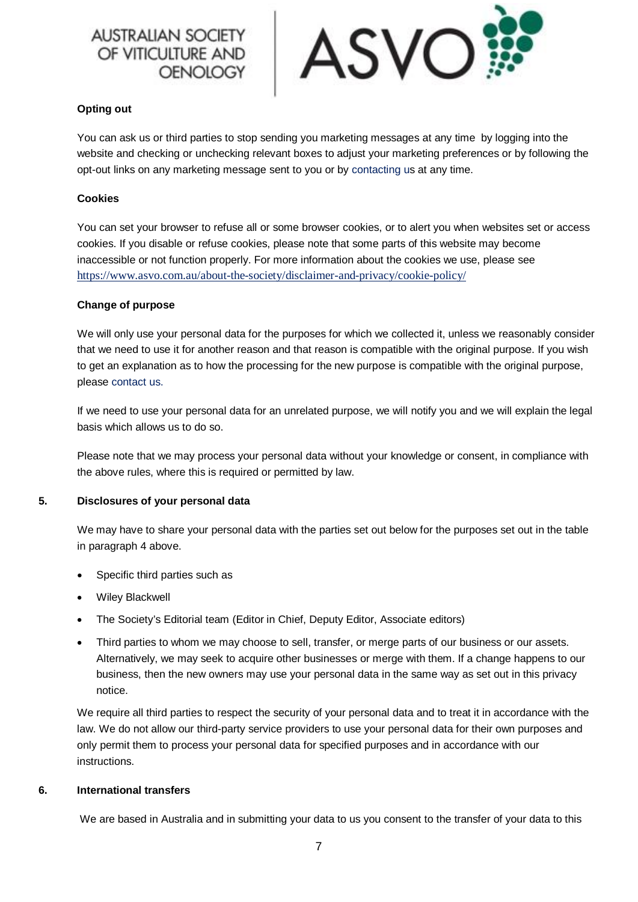**Opting out**

You can ask us or third parties to stop sending you marketing messages at any time by logging into the website and checking or unchecking relevant boxes to adjust your marketing preferences or by following the opt-out links on any marketing message sent to you or by contacting us at any time.

**Cookies**

You can set your browser to refuse all or some browser cookies, or to alert you when websites set or access cookies. If you disable or refuse cookies, please note that some parts of this website may become inaccessible or not function properly. For more information about the cookies we use, please see https://www.asvo.com.au/about-the-society/disclaimer-and-privacy/cookie-policy/

**Change of purpose**

We will only use your personal data for the purposes for which we collected it, unless we reasonably consider that we need to use it for another reason and that reason is compatible with the original purpose. If you wish to get an explanation as to how the processing for the new purpose is compatible with the original purpose, please contact us.

If we need to use your personal data for an unrelated purpose, we will notify you and we will explain the legal basis which allows us to do so.

Please note that we may process your personal data without your knowledge or consent, in compliance with the above rules, where this is required or permitted by law.

## 5. Disclosures of your personal data

We may have to share your personal data with the parties set out below for the purposes set out in the table in paragraph 4 above.

- Specific third parties such as
- Wiley Blackwell
- The Society's Editorial team (Editor in Chief, Deputy Editor, Associate editors)
- Third parties to whom we may choose to sell, transfer, or merge parts of our business or our assets. Alternatively, we may seek to acquire other businesses or merge with them. If a change happens to our business, then the new owners may use your personal data in the same way as set out in this privacy notice.

We require all third parties to respect the security of your personal data and to treat it in accordance with the law. We do not allow our third-party service providers to use your personal data for their own purposes and only permit them to process your personal data for specified purposes and in accordance with our instructions.

## 6. International transfers

We are based in Australia and in submitting your data to us you consent to the transfer of your data to this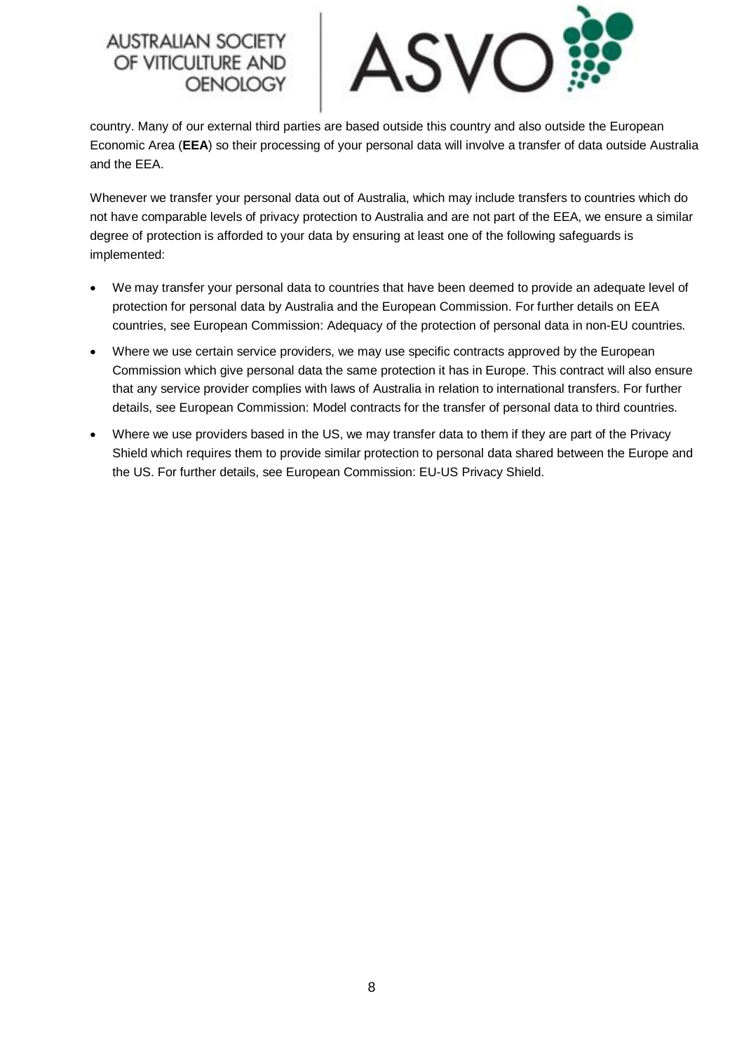country. Many of our external third parties are based outside this country and also outside the European Economic Area (**EEA**) so their processing of your personal data will involve a transfer of data outside Australia and the EEA.

Whenever we transfer your personal data out of Australia, which may include transfers to countries which do not have comparable levels of privacy protection to Australia and are not part of the EEA, we ensure a similar degree of protection is afforded to your data by ensuring at least one of the following safeguards is implemented:

- We may transfer your personal data to countries that have been deemed to provide an adequate level of protection for personal data by Australia and the European Commission. For further details on EEA countries, see European Commission: Adequacy of the protection of personal data in non-EU countries.
- Where we use certain service providers, we may use specific contracts approved by the European Commission which give personal data the same protection it has in Europe. This contract will also ensure that any service provider complies with laws of Australia in relation to international transfers. For further details, see European Commission: Model contracts for the transfer of personal data to third countries.
- Where we use providers based in the US, we may transfer data to them if they are part of the Privacy Shield which requires them to provide similar protection to personal data shared between the Europe and the US. For further details, see European Commission: EU-US Privacy Shield.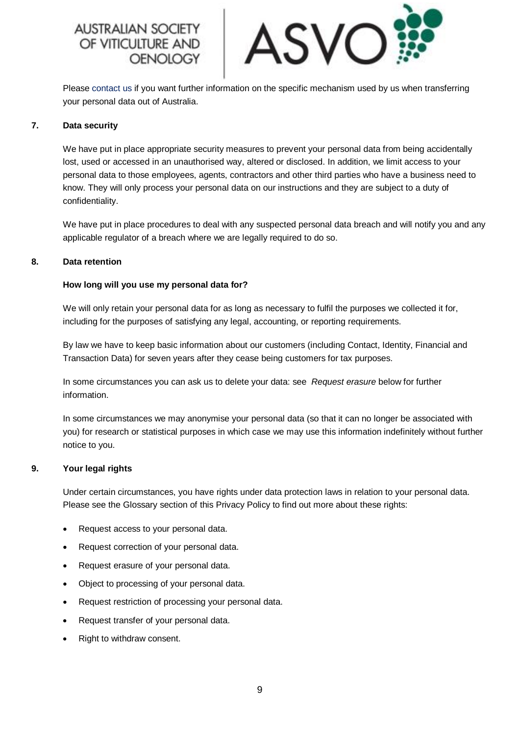Please contact us if you want further information on the specific mechanism used by us when transferring your personal data out of Australia.

## 7. Data security

We have put in place appropriate security measures to prevent your personal data from being accidentally lost, used or accessed in an unauthorised way, altered or disclosed. In addition, we limit access to your personal data to those employees, agents, contractors and other third parties who have a business need to know. They will only process your personal data on our instructions and they are subject to a duty of confidentiality.

We have put in place procedures to deal with any suspected personal data breach and will notify you and any applicable regulator of a breach where we are legally required to do so.

## 8. Data retention

**How long will you use my personal data for?**

We will only retain your personal data for as long as necessary to fulfil the purposes we collected it for, including for the purposes of satisfying any legal, accounting, or reporting requirements.

By law we have to keep basic information about our customers (including Contact, Identity, Financial and Transaction Data) for seven years after they cease being customers for tax purposes.

In some circumstances you can ask us to delete your data: see *Request erasure* below for further information.

In some circumstances we may anonymise your personal data (so that it can no longer be associated with you) for research or statistical purposes in which case we may use this information indefinitely without further notice to you.

## 9. Your legal rights

Under certain circumstances, you have rights under data protection laws in relation to your personal data. Please see the Glossary section of this Privacy Policy to find out more about these rights:

- Request access to your personal data.
- Request correction of your personal data.
- Request erasure of your personal data.
- Object to processing of your personal data.
- Request restriction of processing your personal data.
- Request transfer of your personal data.
- Right to withdraw consent.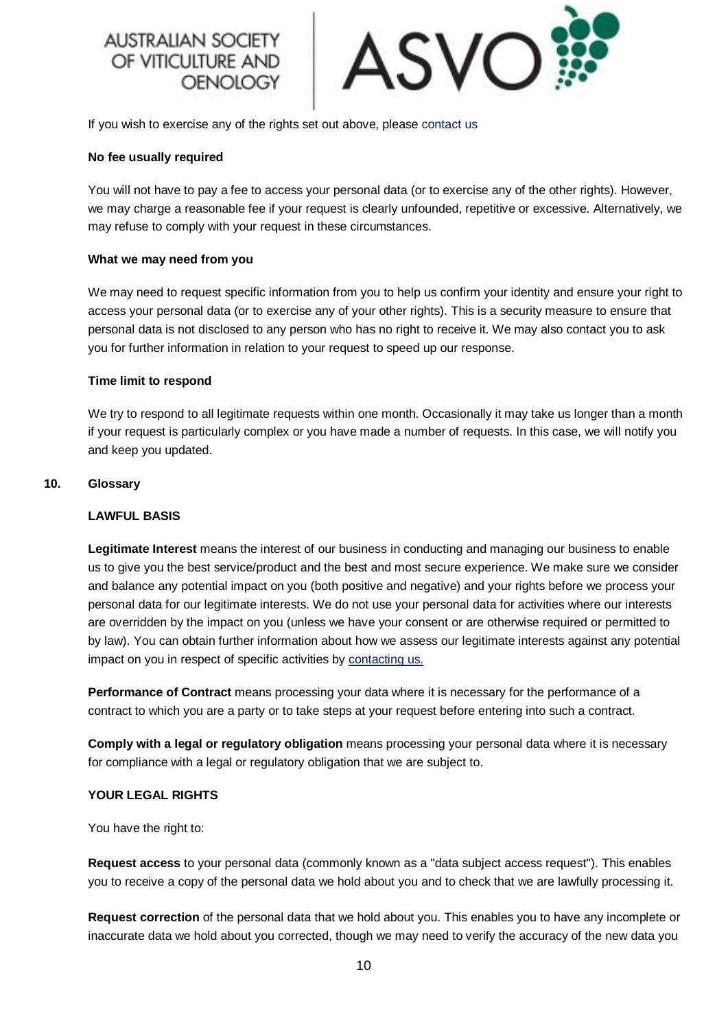If you wish to exercise any of the rights set out above, please contact us

**No fee usually required**

You will not have to pay a fee to access your personal data (or to exercise any of the other rights). However, we may charge a reasonable fee if your request is clearly unfounded, repetitive or excessive. Alternatively, we may refuse to comply with your request in these circumstances.

**What we may need from you**

We may need to request specific information from you to help us confirm your identity and ensure your right to access your personal data (or to exercise any of your other rights). This is a security measure to ensure that personal data is not disclosed to any person who has no right to receive it. We may also contact you to ask you for further information in relation to your request to speed up our response.

**Time limit to respond**

We try to respond to all legitimate requests within one month. Occasionally it may take us longer than a month if your request is particularly complex or you have made a number of requests. In this case, we will notify you and keep you updated.

## 10. Glossary

**LAWFUL BASIS**

**Legitimate Interest** means the interest of our business in conducting and managing our business to enable us to give you the best service/product and the best and most secure experience. We make sure we consider and balance any potential impact on you (both positive and negative) and your rights before we process your personal data for our legitimate interests. We do not use your personal data for activities where our interests are overridden by the impact on you (unless we have your consent or are otherwise required or permitted to by law). You can obtain further information about how we assess our legitimate interests against any potential impact on you in respect of specific activities by contacting us.

**Performance of Contract** means processing your data where it is necessary for the performance of a contract to which you are a party or to take steps at your request before entering into such a contract.

**Comply with a legal or regulatory obligation** means processing your personal data where it is necessary for compliance with a legal or regulatory obligation that we are subject to.

**YOUR LEGAL RIGHTS**

You have the right to:

**Request access** to your personal data (commonly known as a "data subject access request"). This enables you to receive a copy of the personal data we hold about you and to check that we are lawfully processing it.

**Request correction** of the personal data that we hold about you. This enables you to have any incomplete or inaccurate data we hold about you corrected, though we may need to verify the accuracy of the new data you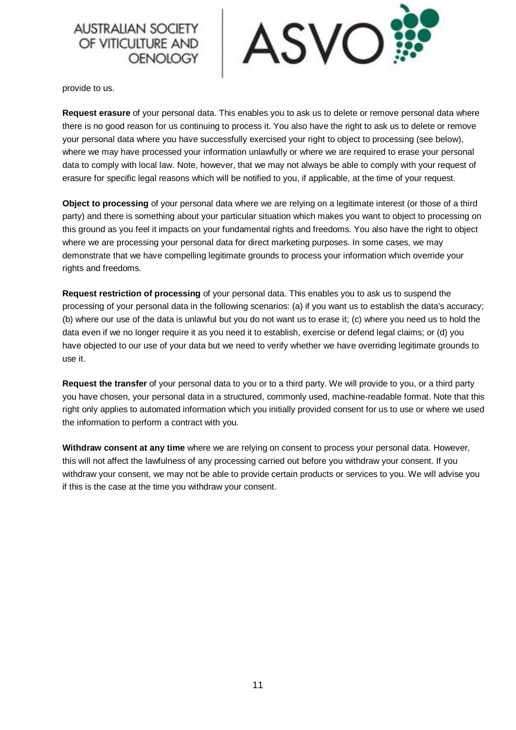provide to us.

**Request erasure** of your personal data. This enables you to ask us to delete or remove personal data where there is no good reason for us continuing to process it. You also have the right to ask us to delete or remove your personal data where you have successfully exercised your right to object to processing (see below), where we may have processed your information unlawfully or where we are required to erase your personal data to comply with local law. Note, however, that we may not always be able to comply with your request of erasure for specific legal reasons which will be notified to you, if applicable, at the time of your request.

**Object to processing** of your personal data where we are relying on a legitimate interest (or those of a third party) and there is something about your particular situation which makes you want to object to processing on this ground as you feel it impacts on your fundamental rights and freedoms. You also have the right to object where we are processing your personal data for direct marketing purposes. In some cases, we may demonstrate that we have compelling legitimate grounds to process your information which override your rights and freedoms.

**Request restriction of processing** of your personal data. This enables you to ask us to suspend the processing of your personal data in the following scenarios: (a) if you want us to establish the data's accuracy; (b) where our use of the data is unlawful but you do not want us to erase it; (c) where you need us to hold the data even if we no longer require it as you need it to establish, exercise or defend legal claims; or (d) you have objected to our use of your data but we need to verify whether we have overriding legitimate grounds to use it.

**Request the transfer** of your personal data to you or to a third party. We will provide to you, or a third party you have chosen, your personal data in a structured, commonly used, machine-readable format. Note that this right only applies to automated information which you initially provided consent for us to use or where we used the information to perform a contract with you.

**Withdraw consent at any time** where we are relying on consent to process your personal data. However, this will not affect the lawfulness of any processing carried out before you withdraw your consent. If you withdraw your consent, we may not be able to provide certain products or services to you. We will advise you if this is the case at the time you withdraw your consent.